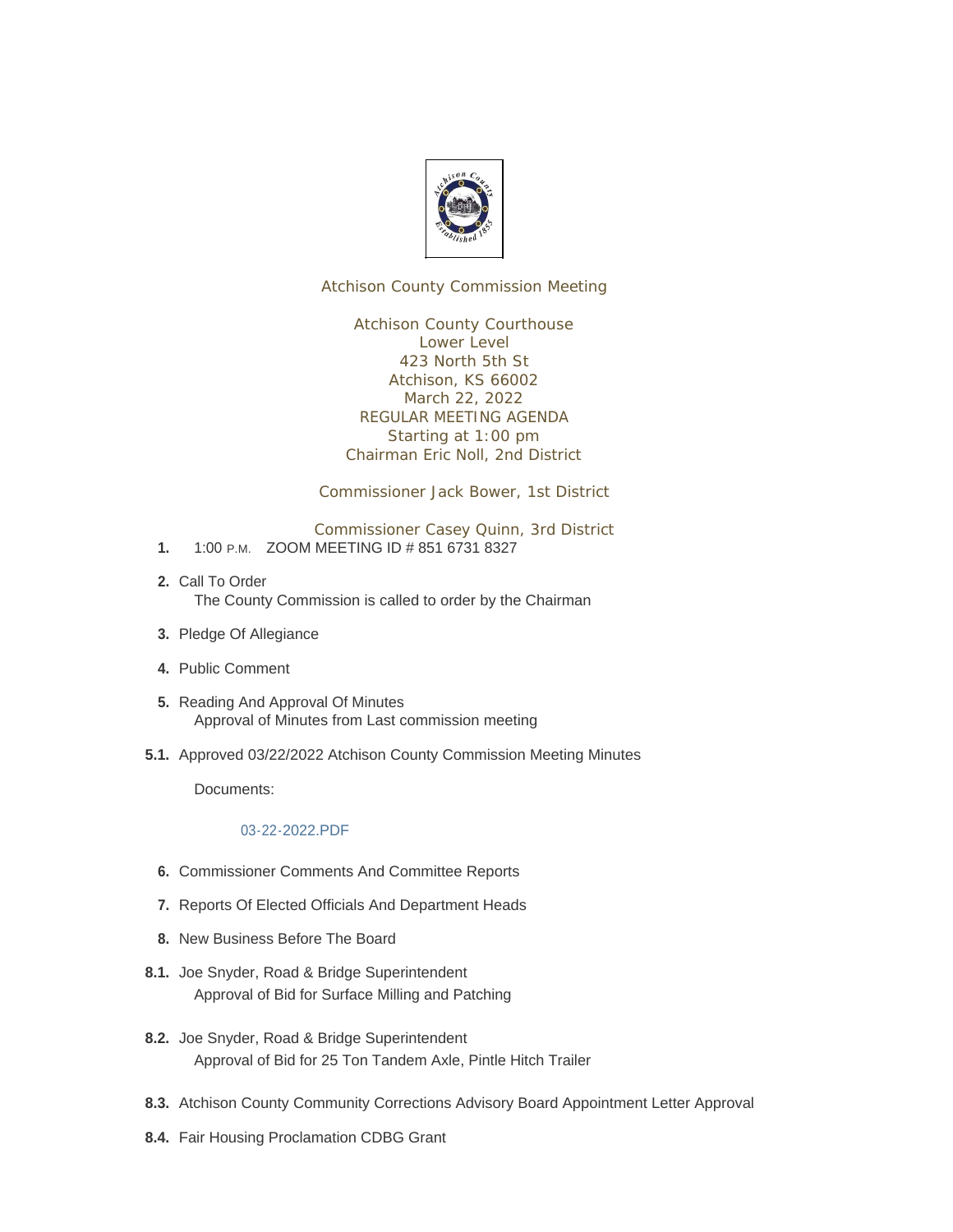Atchison County Commission Meeting

Atchison County Courthouse
Lower Level
423 North 5th St
Atchison, KS 66002
March 22, 2022
REGULAR MEETING AGENDA
Starting at 1:00 pm
Chairman Eric Noll, 2nd District

Commissioner Jack Bower, 1st District

Commissioner Casey Quinn, 3rd District

**1.** 1:00 P.M. ZOOM MEETING ID # 851 6731 8327

**2.** Call To Order
The County Commission is called to order by the Chairman

**3.** Pledge Of Allegiance

**4.** Public Comment

**5.** Reading And Approval Of Minutes
Approval of Minutes from Last commission meeting

**5.1.** Approved 03/22/2022 Atchison County Commission Meeting Minutes

Documents:

03-22-2022.PDF

**6.** Commissioner Comments And Committee Reports

**7.** Reports Of Elected Officials And Department Heads

**8.** New Business Before The Board

**8.1.** Joe Snyder, Road & Bridge Superintendent
Approval of Bid for Surface Milling and Patching

**8.2.** Joe Snyder, Road & Bridge Superintendent
Approval of Bid for 25 Ton Tandem Axle, Pintle Hitch Trailer

**8.3.** Atchison County Community Corrections Advisory Board Appointment Letter Approval

**8.4.** Fair Housing Proclamation CDBG Grant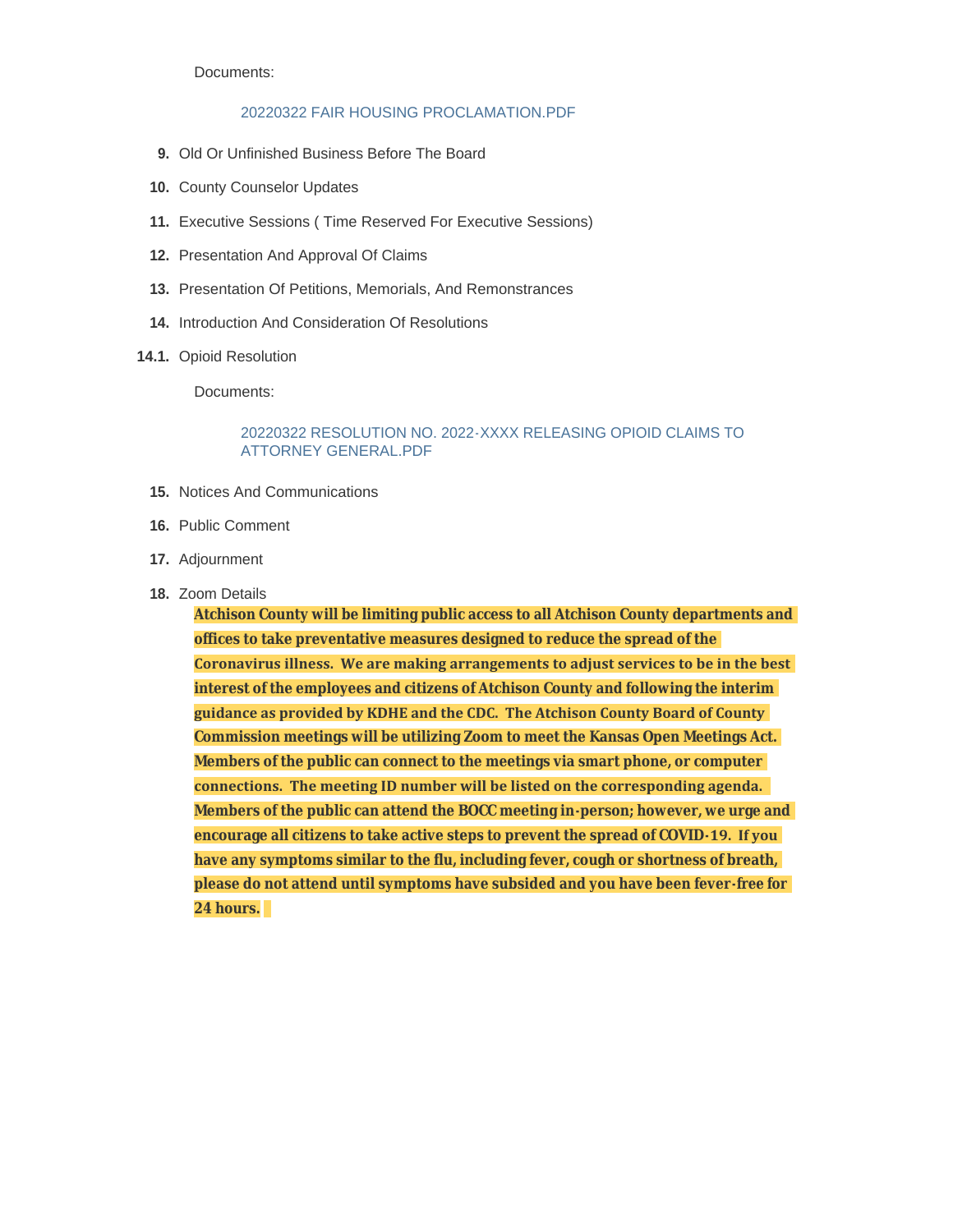Documents:

20220322 FAIR HOUSING PROCLAMATION.PDF

9. Old Or Unfinished Business Before The Board

10. County Counselor Updates

11. Executive Sessions ( Time Reserved For Executive Sessions)

12. Presentation And Approval Of Claims

13. Presentation Of Petitions, Memorials, And Remonstrances

14. Introduction And Consideration Of Resolutions

14.1. Opioid Resolution

Documents:

20220322 RESOLUTION NO. 2022-XXXX RELEASING OPIOID CLAIMS TO ATTORNEY GENERAL.PDF

15. Notices And Communications

16. Public Comment

17. Adjournment

18. Zoom Details

**Atchison County will be limiting public access to all Atchison County departments and offices to take preventative measures designed to reduce the spread of the Coronavirus illness. We are making arrangements to adjust services to be in the best interest of the employees and citizens of Atchison County and following the interim guidance as provided by KDHE and the CDC. The Atchison County Board of County Commission meetings will be utilizing Zoom to meet the Kansas Open Meetings Act. Members of the public can connect to the meetings via smart phone, or computer connections. The meeting ID number will be listed on the corresponding agenda. Members of the public can attend the BOCC meeting in-person; however, we urge and encourage all citizens to take active steps to prevent the spread of COVID-19. If you have any symptoms similar to the flu, including fever, cough or shortness of breath, please do not attend until symptoms have subsided and you have been fever-free for 24 hours.**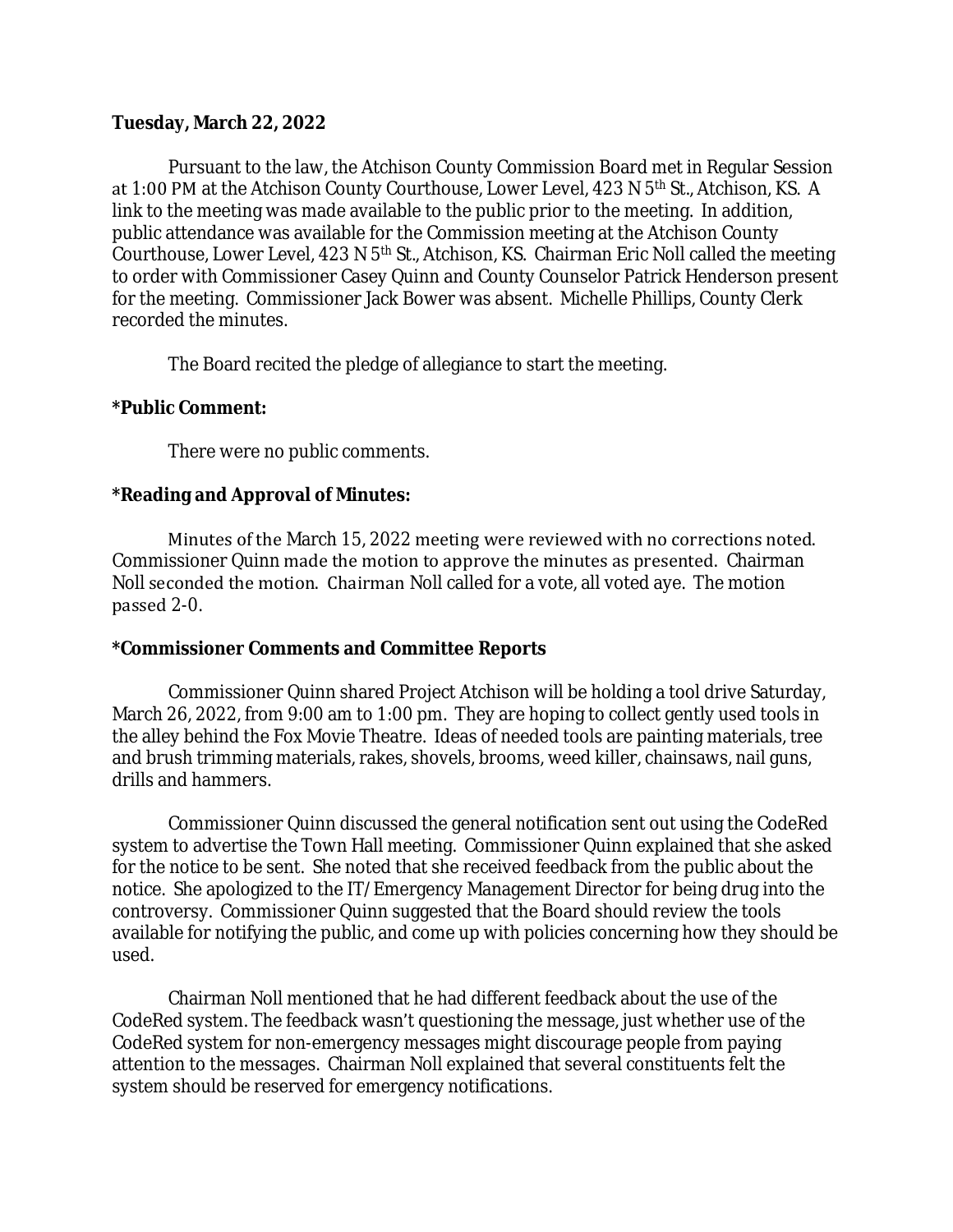**Tuesday, March 22, 2022**

Pursuant to the law, the Atchison County Commission Board met in Regular Session at 1:00 PM at the Atchison County Courthouse, Lower Level, 423 N 5th St., Atchison, KS. A link to the meeting was made available to the public prior to the meeting. In addition, public attendance was available for the Commission meeting at the Atchison County Courthouse, Lower Level, 423 N 5th St., Atchison, KS. Chairman Eric Noll called the meeting to order with Commissioner Casey Quinn and County Counselor Patrick Henderson present for the meeting. Commissioner Jack Bower was absent. Michelle Phillips, County Clerk recorded the minutes.

The Board recited the pledge of allegiance to start the meeting.

**\*Public Comment:**

There were no public comments.

**\*Reading and Approval of Minutes:**

Minutes of the March 15, 2022 meeting were reviewed with no corrections noted. Commissioner Quinn made the motion to approve the minutes as presented. Chairman Noll seconded the motion. Chairman Noll called for a vote, all voted aye. The motion passed 2-0.

**\*Commissioner Comments and Committee Reports**

Commissioner Quinn shared Project Atchison will be holding a tool drive Saturday, March 26, 2022, from 9:00 am to 1:00 pm. They are hoping to collect gently used tools in the alley behind the Fox Movie Theatre. Ideas of needed tools are painting materials, tree and brush trimming materials, rakes, shovels, brooms, weed killer, chainsaws, nail guns, drills and hammers.

Commissioner Quinn discussed the general notification sent out using the CodeRed system to advertise the Town Hall meeting. Commissioner Quinn explained that she asked for the notice to be sent. She noted that she received feedback from the public about the notice. She apologized to the IT/Emergency Management Director for being drug into the controversy. Commissioner Quinn suggested that the Board should review the tools available for notifying the public, and come up with policies concerning how they should be used.

Chairman Noll mentioned that he had different feedback about the use of the CodeRed system. The feedback wasn't questioning the message, just whether use of the CodeRed system for non-emergency messages might discourage people from paying attention to the messages. Chairman Noll explained that several constituents felt the system should be reserved for emergency notifications.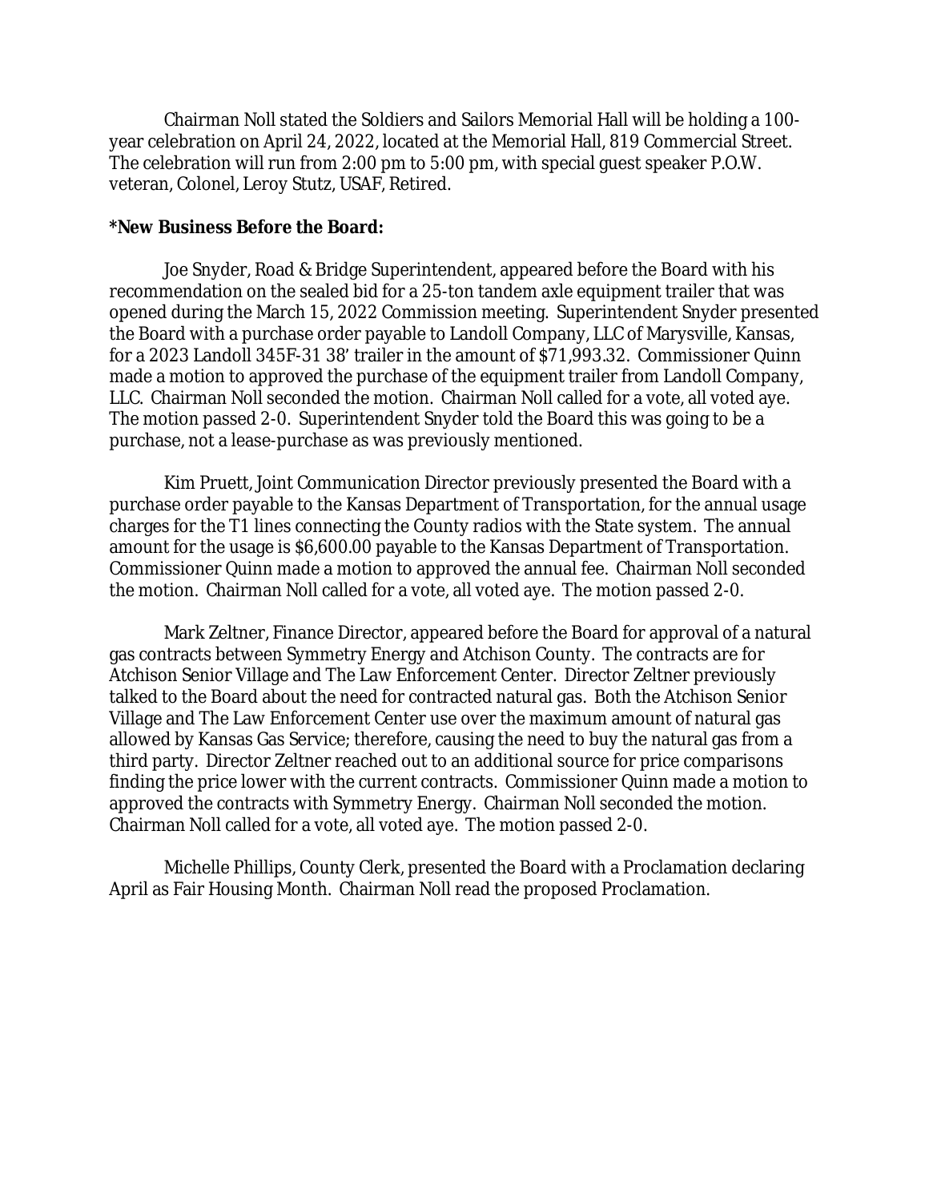Chairman Noll stated the Soldiers and Sailors Memorial Hall will be holding a 100-year celebration on April 24, 2022, located at the Memorial Hall, 819 Commercial Street. The celebration will run from 2:00 pm to 5:00 pm, with special guest speaker P.O.W. veteran, Colonel, Leroy Stutz, USAF, Retired.

**\*New Business Before the Board:**

Joe Snyder, Road & Bridge Superintendent, appeared before the Board with his recommendation on the sealed bid for a 25-ton tandem axle equipment trailer that was opened during the March 15, 2022 Commission meeting. Superintendent Snyder presented the Board with a purchase order payable to Landoll Company, LLC of Marysville, Kansas, for a 2023 Landoll 345F-31 38' trailer in the amount of $71,993.32. Commissioner Quinn made a motion to approved the purchase of the equipment trailer from Landoll Company, LLC. Chairman Noll seconded the motion. Chairman Noll called for a vote, all voted aye. The motion passed 2-0. Superintendent Snyder told the Board this was going to be a purchase, not a lease-purchase as was previously mentioned.

Kim Pruett, Joint Communication Director previously presented the Board with a purchase order payable to the Kansas Department of Transportation, for the annual usage charges for the T1 lines connecting the County radios with the State system. The annual amount for the usage is $6,600.00 payable to the Kansas Department of Transportation. Commissioner Quinn made a motion to approved the annual fee. Chairman Noll seconded the motion. Chairman Noll called for a vote, all voted aye. The motion passed 2-0.

Mark Zeltner, Finance Director, appeared before the Board for approval of a natural gas contracts between Symmetry Energy and Atchison County. The contracts are for Atchison Senior Village and The Law Enforcement Center. Director Zeltner previously talked to the Board about the need for contracted natural gas. Both the Atchison Senior Village and The Law Enforcement Center use over the maximum amount of natural gas allowed by Kansas Gas Service; therefore, causing the need to buy the natural gas from a third party. Director Zeltner reached out to an additional source for price comparisons finding the price lower with the current contracts. Commissioner Quinn made a motion to approved the contracts with Symmetry Energy. Chairman Noll seconded the motion. Chairman Noll called for a vote, all voted aye. The motion passed 2-0.

Michelle Phillips, County Clerk, presented the Board with a Proclamation declaring April as Fair Housing Month. Chairman Noll read the proposed Proclamation.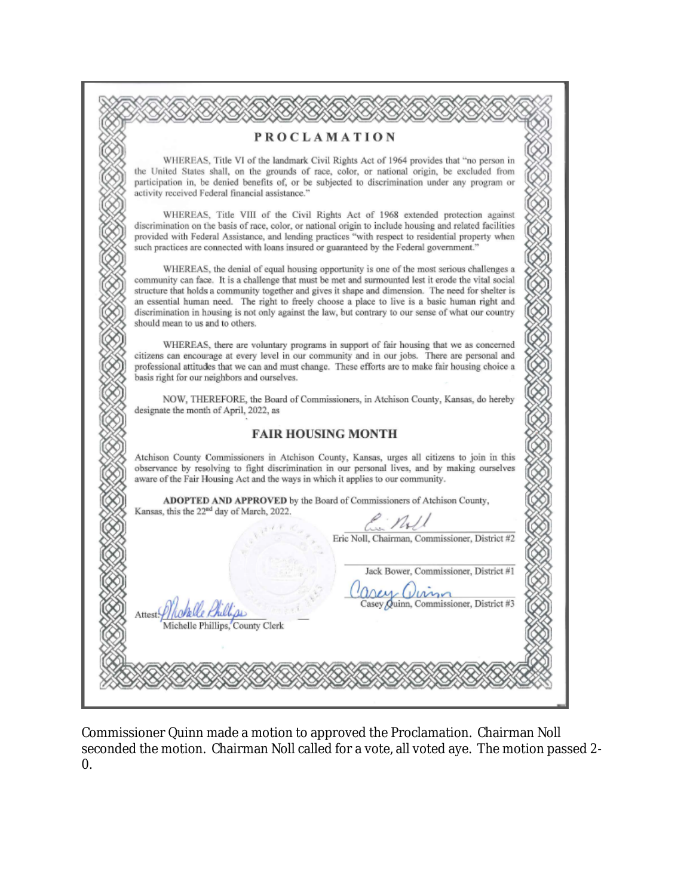# PROCLAMATION

WHEREAS, Title VI of the landmark Civil Rights Act of 1964 provides that "no person in the United States shall, on the grounds of race, color, or national origin, be excluded from participation in, be denied benefits of, or be subjected to discrimination under any program or activity received Federal financial assistance."

WHEREAS, Title VIII of the Civil Rights Act of 1968 extended protection against discrimination on the basis of race, color, or national origin to include housing and related facilities provided with Federal Assistance, and lending practices "with respect to residential property when such practices are connected with loans insured or guaranteed by the Federal government."

WHEREAS, the denial of equal housing opportunity is one of the most serious challenges a community can face. It is a challenge that must be met and surmounted lest it erode the vital social structure that holds a community together and gives it shape and dimension. The need for shelter is an essential human need. The right to freely choose a place to live is a basic human right and discrimination in housing is not only against the law, but contrary to our sense of what our country should mean to us and to others.

WHEREAS, there are voluntary programs in support of fair housing that we as concerned citizens can encourage at every level in our community and in our jobs. There are personal and professional attitudes that we can and must change. These efforts are to make fair housing choice a basis right for our neighbors and ourselves.

NOW, THEREFORE, the Board of Commissioners, in Atchison County, Kansas, do hereby designate the month of April, 2022, as

## FAIR HOUSING MONTH

Atchison County Commissioners in Atchison County, Kansas, urges all citizens to join in this observance by resolving to fight discrimination in our personal lives, and by making ourselves aware of the Fair Housing Act and the ways in which it applies to our community.

**ADOPTED AND APPROVED** by the Board of Commissioners of Atchison County, Kansas, this the 22nd day of March, 2022.

Eric Noll, Chairman, Commissioner, District #2

Jack Bower, Commissioner, District #1

Casey Quinn, Commissioner, District #3

Attest: Michelle Phillips, County Clerk

Commissioner Quinn made a motion to approved the Proclamation. Chairman Noll seconded the motion. Chairman Noll called for a vote, all voted aye. The motion passed 2-0.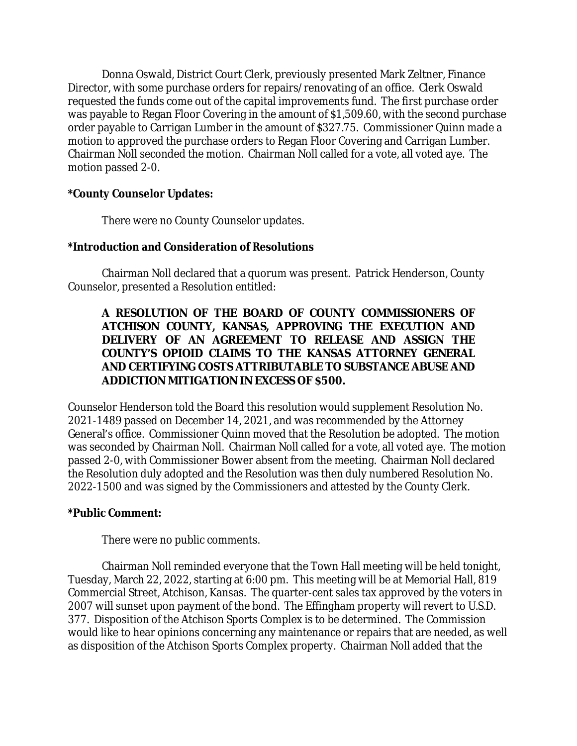Donna Oswald, District Court Clerk, previously presented Mark Zeltner, Finance Director, with some purchase orders for repairs/renovating of an office. Clerk Oswald requested the funds come out of the capital improvements fund. The first purchase order was payable to Regan Floor Covering in the amount of $1,509.60, with the second purchase order payable to Carrigan Lumber in the amount of $327.75. Commissioner Quinn made a motion to approved the purchase orders to Regan Floor Covering and Carrigan Lumber. Chairman Noll seconded the motion. Chairman Noll called for a vote, all voted aye. The motion passed 2-0.

**\*County Counselor Updates:**

There were no County Counselor updates.

**\*Introduction and Consideration of Resolutions**

Chairman Noll declared that a quorum was present. Patrick Henderson, County Counselor, presented a Resolution entitled:

> **A RESOLUTION OF THE BOARD OF COUNTY COMMISSIONERS OF ATCHISON COUNTY, KANSAS, APPROVING THE EXECUTION AND DELIVERY OF AN AGREEMENT TO RELEASE AND ASSIGN THE COUNTY'S OPIOID CLAIMS TO THE KANSAS ATTORNEY GENERAL AND CERTIFYING COSTS ATTRIBUTABLE TO SUBSTANCE ABUSE AND ADDICTION MITIGATION IN EXCESS OF $500.**

Counselor Henderson told the Board this resolution would supplement Resolution No. 2021-1489 passed on December 14, 2021, and was recommended by the Attorney General's office. Commissioner Quinn moved that the Resolution be adopted. The motion was seconded by Chairman Noll. Chairman Noll called for a vote, all voted aye. The motion passed 2-0, with Commissioner Bower absent from the meeting. Chairman Noll declared the Resolution duly adopted and the Resolution was then duly numbered Resolution No. 2022-1500 and was signed by the Commissioners and attested by the County Clerk.

**\*Public Comment:**

There were no public comments.

Chairman Noll reminded everyone that the Town Hall meeting will be held tonight, Tuesday, March 22, 2022, starting at 6:00 pm. This meeting will be at Memorial Hall, 819 Commercial Street, Atchison, Kansas. The quarter-cent sales tax approved by the voters in 2007 will sunset upon payment of the bond. The Effingham property will revert to U.S.D. 377. Disposition of the Atchison Sports Complex is to be determined. The Commission would like to hear opinions concerning any maintenance or repairs that are needed, as well as disposition of the Atchison Sports Complex property. Chairman Noll added that the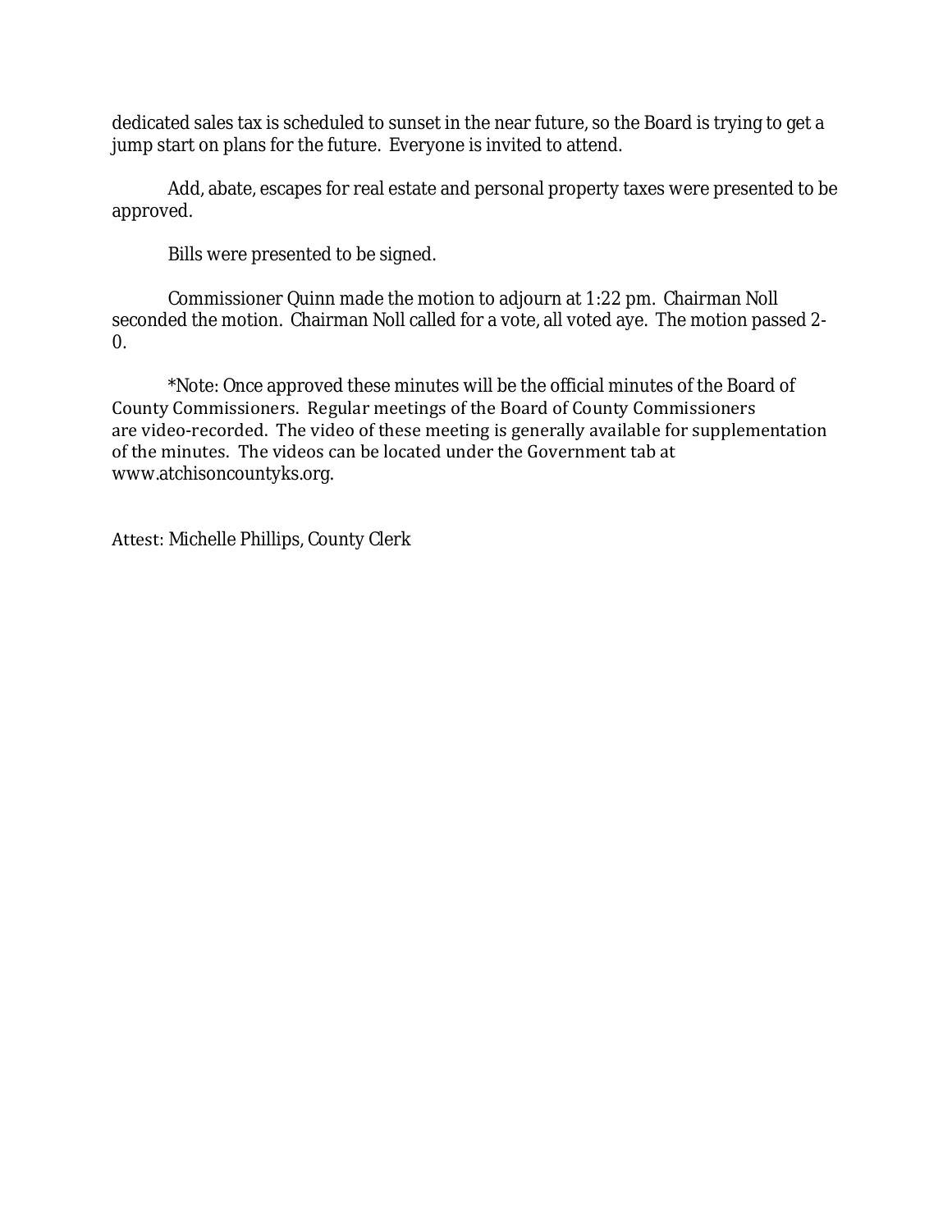dedicated sales tax is scheduled to sunset in the near future, so the Board is trying to get a jump start on plans for the future. Everyone is invited to attend.

Add, abate, escapes for real estate and personal property taxes were presented to be approved.

Bills were presented to be signed.

Commissioner Quinn made the motion to adjourn at 1:22 pm. Chairman Noll seconded the motion. Chairman Noll called for a vote, all voted aye. The motion passed 2-0.

*Note: Once approved these minutes will be the official minutes of the Board of County Commissioners. Regular meetings of the Board of County Commissioners are video-recorded. The video of these meeting is generally available for supplementation of the minutes. The videos can be located under the Government tab at www.atchisoncountyks.org.

Attest: Michelle Phillips, County Clerk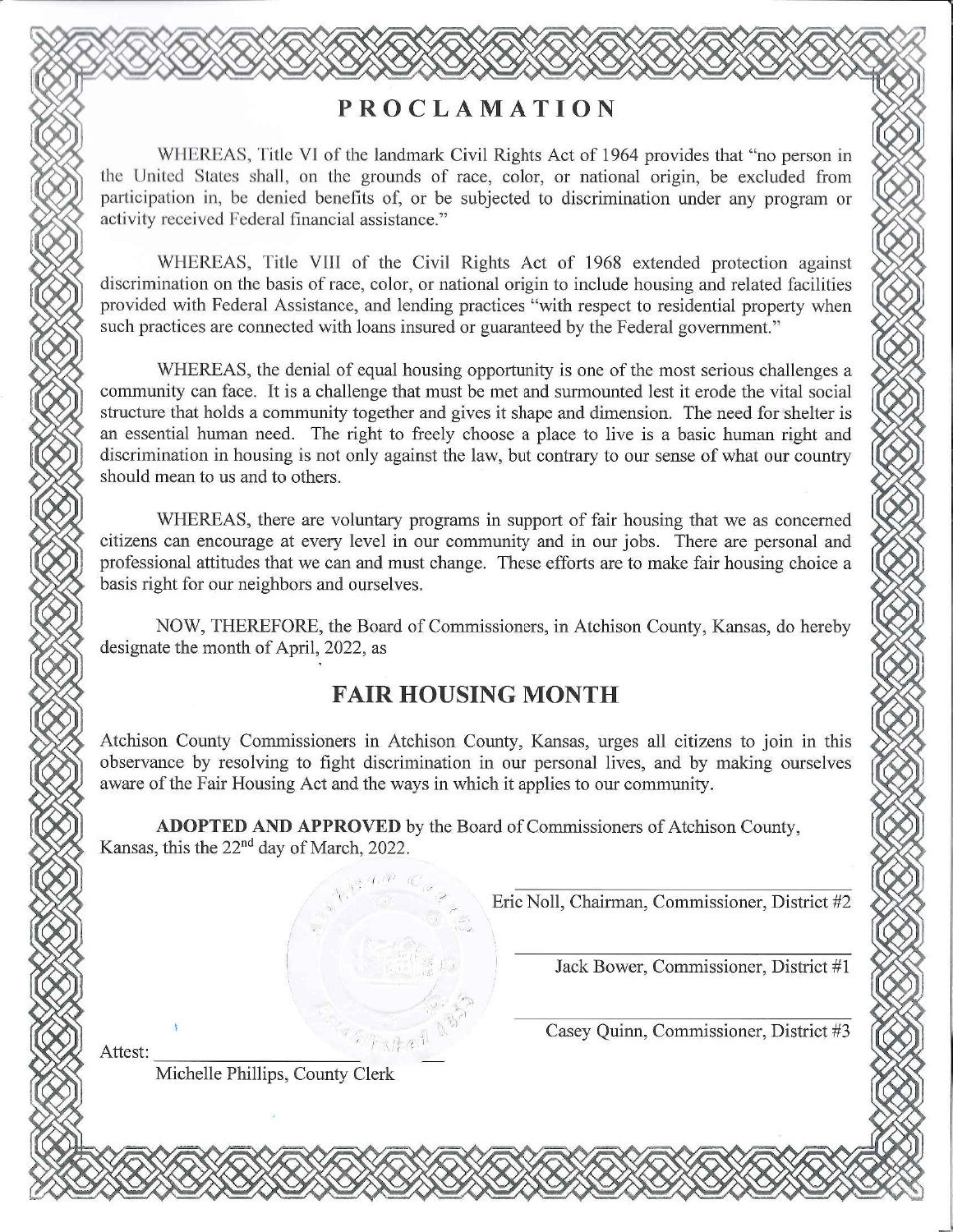# PROCLAMATION

WHEREAS, Title VI of the landmark Civil Rights Act of 1964 provides that "no person in the United States shall, on the grounds of race, color, or national origin, be excluded from participation in, be denied benefits of, or be subjected to discrimination under any program or activity received Federal financial assistance."

WHEREAS, Title VIII of the Civil Rights Act of 1968 extended protection against discrimination on the basis of race, color, or national origin to include housing and related facilities provided with Federal Assistance, and lending practices "with respect to residential property when such practices are connected with loans insured or guaranteed by the Federal government."

WHEREAS, the denial of equal housing opportunity is one of the most serious challenges a community can face. It is a challenge that must be met and surmounted lest it erode the vital social structure that holds a community together and gives it shape and dimension. The need for shelter is an essential human need. The right to freely choose a place to live is a basic human right and discrimination in housing is not only against the law, but contrary to our sense of what our country should mean to us and to others.

WHEREAS, there are voluntary programs in support of fair housing that we as concerned citizens can encourage at every level in our community and in our jobs. There are personal and professional attitudes that we can and must change. These efforts are to make fair housing choice a basis right for our neighbors and ourselves.

NOW, THEREFORE, the Board of Commissioners, in Atchison County, Kansas, do hereby designate the month of April, 2022, as

## FAIR HOUSING MONTH

Atchison County Commissioners in Atchison County, Kansas, urges all citizens to join in this observance by resolving to fight discrimination in our personal lives, and by making ourselves aware of the Fair Housing Act and the ways in which it applies to our community.

**ADOPTED AND APPROVED** by the Board of Commissioners of Atchison County, Kansas, this the 22nd day of March, 2022.

\_\_\_\_\_\_\_\_\_\_\_\_\_\_\_\_\_\_\_\_\_\_\_\_\_\_\_\_
Eric Noll, Chairman, Commissioner, District #2

\_\_\_\_\_\_\_\_\_\_\_\_\_\_\_\_\_\_\_\_\_\_\_\_\_\_\_\_
Jack Bower, Commissioner, District #1

\_\_\_\_\_\_\_\_\_\_\_\_\_\_\_\_\_\_\_\_\_\_\_\_\_\_\_\_
Casey Quinn, Commissioner, District #3

Attest: \_\_\_\_\_\_\_\_\_\_\_\_\_\_\_\_\_\_\_\_\_\_\_\_
Michelle Phillips, County Clerk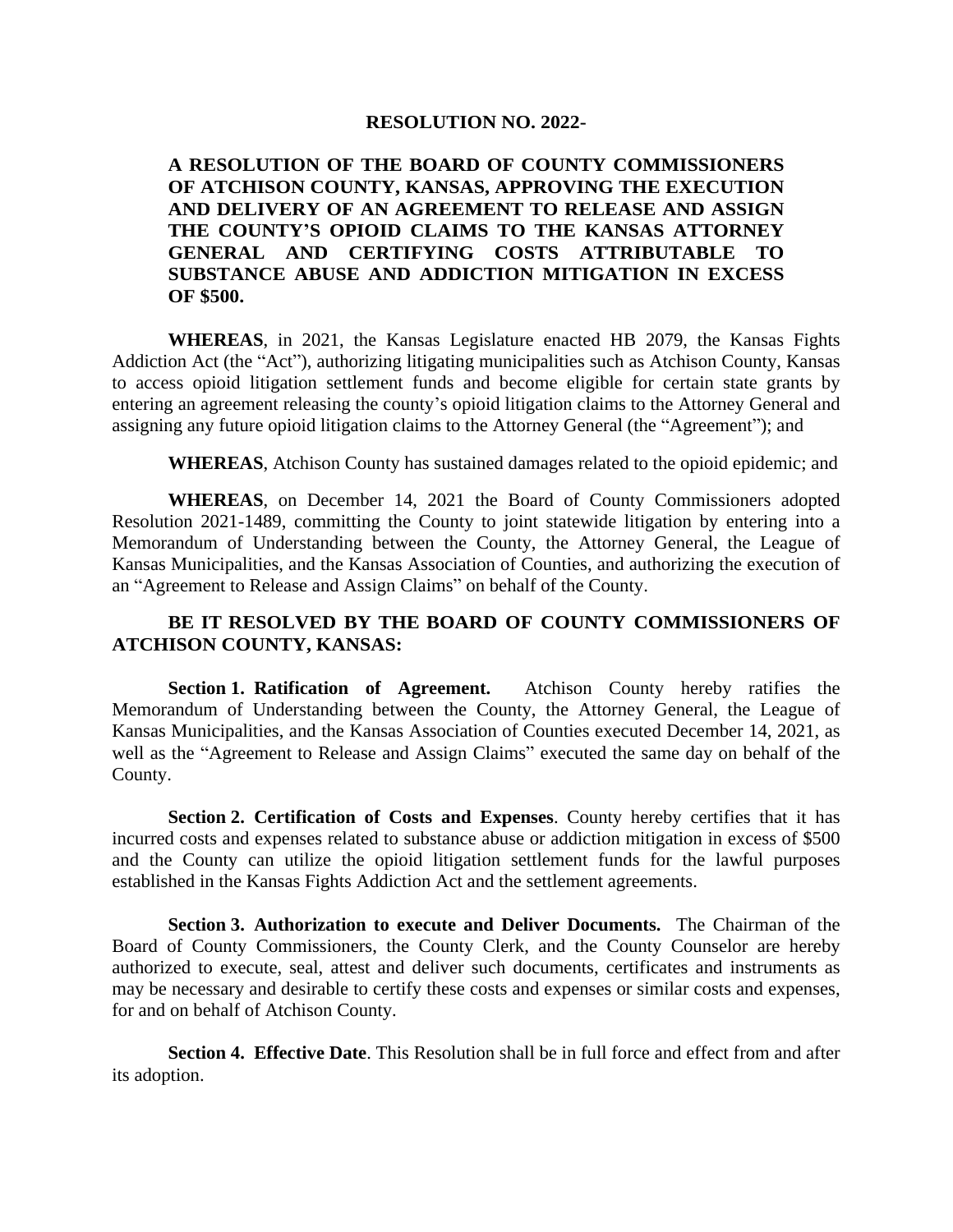**RESOLUTION NO. 2022-**

**A RESOLUTION OF THE BOARD OF COUNTY COMMISSIONERS OF ATCHISON COUNTY, KANSAS, APPROVING THE EXECUTION AND DELIVERY OF AN AGREEMENT TO RELEASE AND ASSIGN THE COUNTY'S OPIOID CLAIMS TO THE KANSAS ATTORNEY GENERAL AND CERTIFYING COSTS ATTRIBUTABLE TO SUBSTANCE ABUSE AND ADDICTION MITIGATION IN EXCESS OF $500.**

**WHEREAS**, in 2021, the Kansas Legislature enacted HB 2079, the Kansas Fights Addiction Act (the "Act"), authorizing litigating municipalities such as Atchison County, Kansas to access opioid litigation settlement funds and become eligible for certain state grants by entering an agreement releasing the county's opioid litigation claims to the Attorney General and assigning any future opioid litigation claims to the Attorney General (the "Agreement"); and

**WHEREAS**, Atchison County has sustained damages related to the opioid epidemic; and

**WHEREAS**, on December 14, 2021 the Board of County Commissioners adopted Resolution 2021-1489, committing the County to joint statewide litigation by entering into a Memorandum of Understanding between the County, the Attorney General, the League of Kansas Municipalities, and the Kansas Association of Counties, and authorizing the execution of an "Agreement to Release and Assign Claims" on behalf of the County.

**BE IT RESOLVED BY THE BOARD OF COUNTY COMMISSIONERS OF ATCHISON COUNTY, KANSAS:**

**Section 1. Ratification of Agreement.** Atchison County hereby ratifies the Memorandum of Understanding between the County, the Attorney General, the League of Kansas Municipalities, and the Kansas Association of Counties executed December 14, 2021, as well as the "Agreement to Release and Assign Claims" executed the same day on behalf of the County.

**Section 2. Certification of Costs and Expenses**. County hereby certifies that it has incurred costs and expenses related to substance abuse or addiction mitigation in excess of $500 and the County can utilize the opioid litigation settlement funds for the lawful purposes established in the Kansas Fights Addiction Act and the settlement agreements.

**Section 3. Authorization to execute and Deliver Documents.** The Chairman of the Board of County Commissioners, the County Clerk, and the County Counselor are hereby authorized to execute, seal, attest and deliver such documents, certificates and instruments as may be necessary and desirable to certify these costs and expenses or similar costs and expenses, for and on behalf of Atchison County.

**Section 4. Effective Date**. This Resolution shall be in full force and effect from and after its adoption.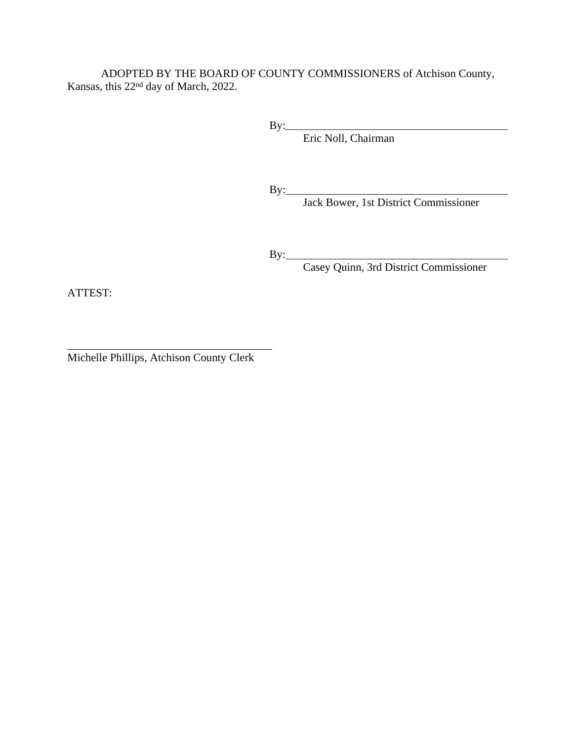ADOPTED BY THE BOARD OF COUNTY COMMISSIONERS of Atchison County, Kansas, this 22nd day of March, 2022.

By:\_\_\_\_\_\_\_\_\_\_\_\_\_\_\_\_\_\_\_\_\_\_\_\_\_\_\_\_\_\_\_\_\_\_\_\_\_\_\_\_
Eric Noll, Chairman

By:\_\_\_\_\_\_\_\_\_\_\_\_\_\_\_\_\_\_\_\_\_\_\_\_\_\_\_\_\_\_\_\_\_\_\_\_\_\_\_\_
Jack Bower, 1st District Commissioner

By:\_\_\_\_\_\_\_\_\_\_\_\_\_\_\_\_\_\_\_\_\_\_\_\_\_\_\_\_\_\_\_\_\_\_\_\_\_\_\_\_
Casey Quinn, 3rd District Commissioner

ATTEST:

\_\_\_\_\_\_\_\_\_\_\_\_\_\_\_\_\_\_\_\_\_\_\_\_\_\_\_\_\_\_\_\_\_\_\_\_\_\_\_\_
Michelle Phillips, Atchison County Clerk